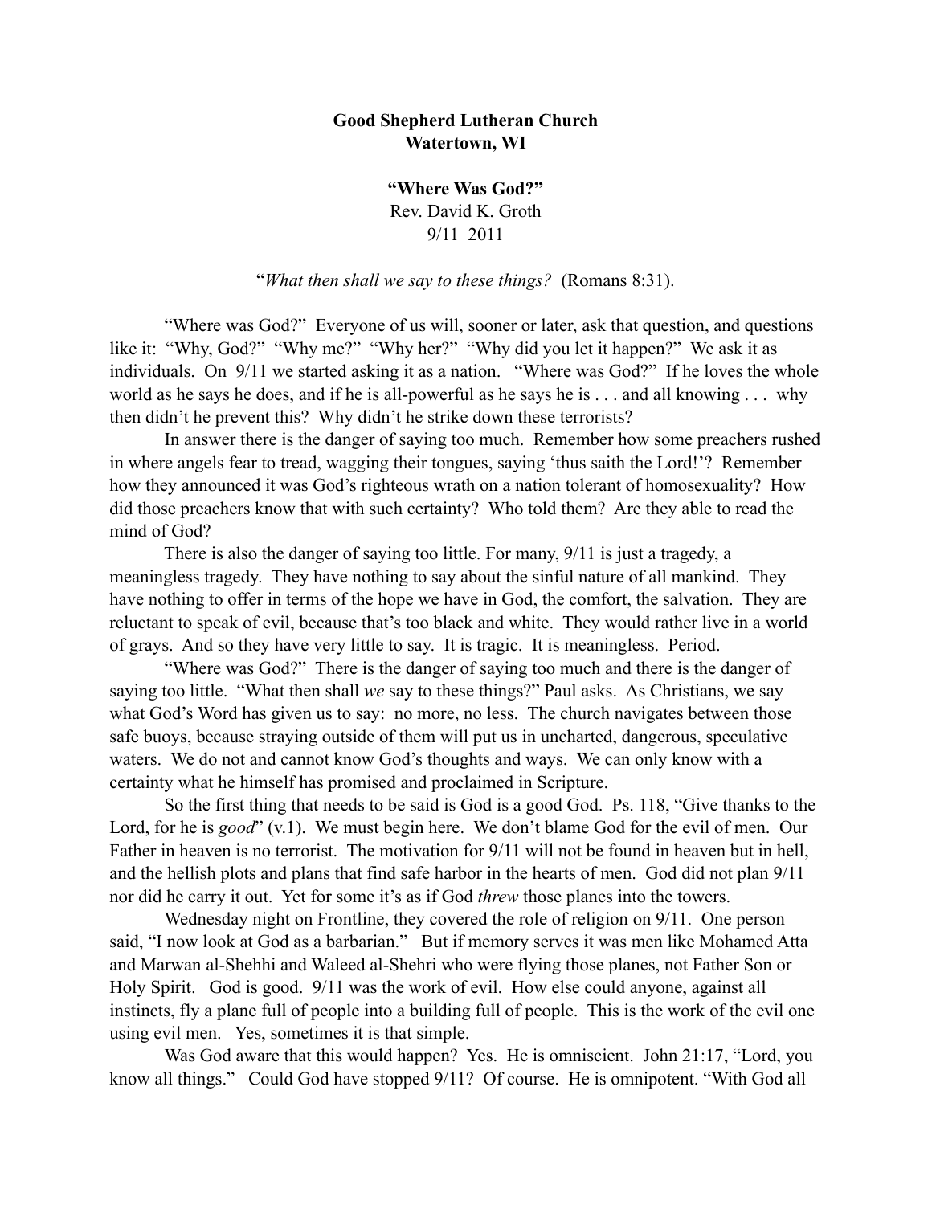**Good Shepherd Lutheran Church**
**Watertown, WI**

**"Where Was God?"**
Rev. David K. Groth
9/11 2011

"*What then shall we say to these things?* (Romans 8:31).

"Where was God?" Everyone of us will, sooner or later, ask that question, and questions like it: "Why, God?" "Why me?" "Why her?" "Why did you let it happen?" We ask it as individuals. On 9/11 we started asking it as a nation. "Where was God?" If he loves the whole world as he says he does, and if he is all-powerful as he says he is . . . and all knowing . . . why then didn't he prevent this? Why didn't he strike down these terrorists?

In answer there is the danger of saying too much. Remember how some preachers rushed in where angels fear to tread, wagging their tongues, saying 'thus saith the Lord!'? Remember how they announced it was God's righteous wrath on a nation tolerant of homosexuality? How did those preachers know that with such certainty? Who told them? Are they able to read the mind of God?

There is also the danger of saying too little. For many, 9/11 is just a tragedy, a meaningless tragedy. They have nothing to say about the sinful nature of all mankind. They have nothing to offer in terms of the hope we have in God, the comfort, the salvation. They are reluctant to speak of evil, because that's too black and white. They would rather live in a world of grays. And so they have very little to say. It is tragic. It is meaningless. Period.

"Where was God?" There is the danger of saying too much and there is the danger of saying too little. "What then shall *we* say to these things?" Paul asks. As Christians, we say what God's Word has given us to say: no more, no less. The church navigates between those safe buoys, because straying outside of them will put us in uncharted, dangerous, speculative waters. We do not and cannot know God's thoughts and ways. We can only know with a certainty what he himself has promised and proclaimed in Scripture.

So the first thing that needs to be said is God is a good God. Ps. 118, "Give thanks to the Lord, for he is *good*" (v.1). We must begin here. We don't blame God for the evil of men. Our Father in heaven is no terrorist. The motivation for 9/11 will not be found in heaven but in hell, and the hellish plots and plans that find safe harbor in the hearts of men. God did not plan 9/11 nor did he carry it out. Yet for some it's as if God *threw* those planes into the towers.

Wednesday night on Frontline, they covered the role of religion on 9/11. One person said, "I now look at God as a barbarian." But if memory serves it was men like Mohamed Atta and Marwan al-Shehhi and Waleed al-Shehri who were flying those planes, not Father Son or Holy Spirit. God is good. 9/11 was the work of evil. How else could anyone, against all instincts, fly a plane full of people into a building full of people. This is the work of the evil one using evil men. Yes, sometimes it is that simple.

Was God aware that this would happen? Yes. He is omniscient. John 21:17, "Lord, you know all things." Could God have stopped 9/11? Of course. He is omnipotent. "With God all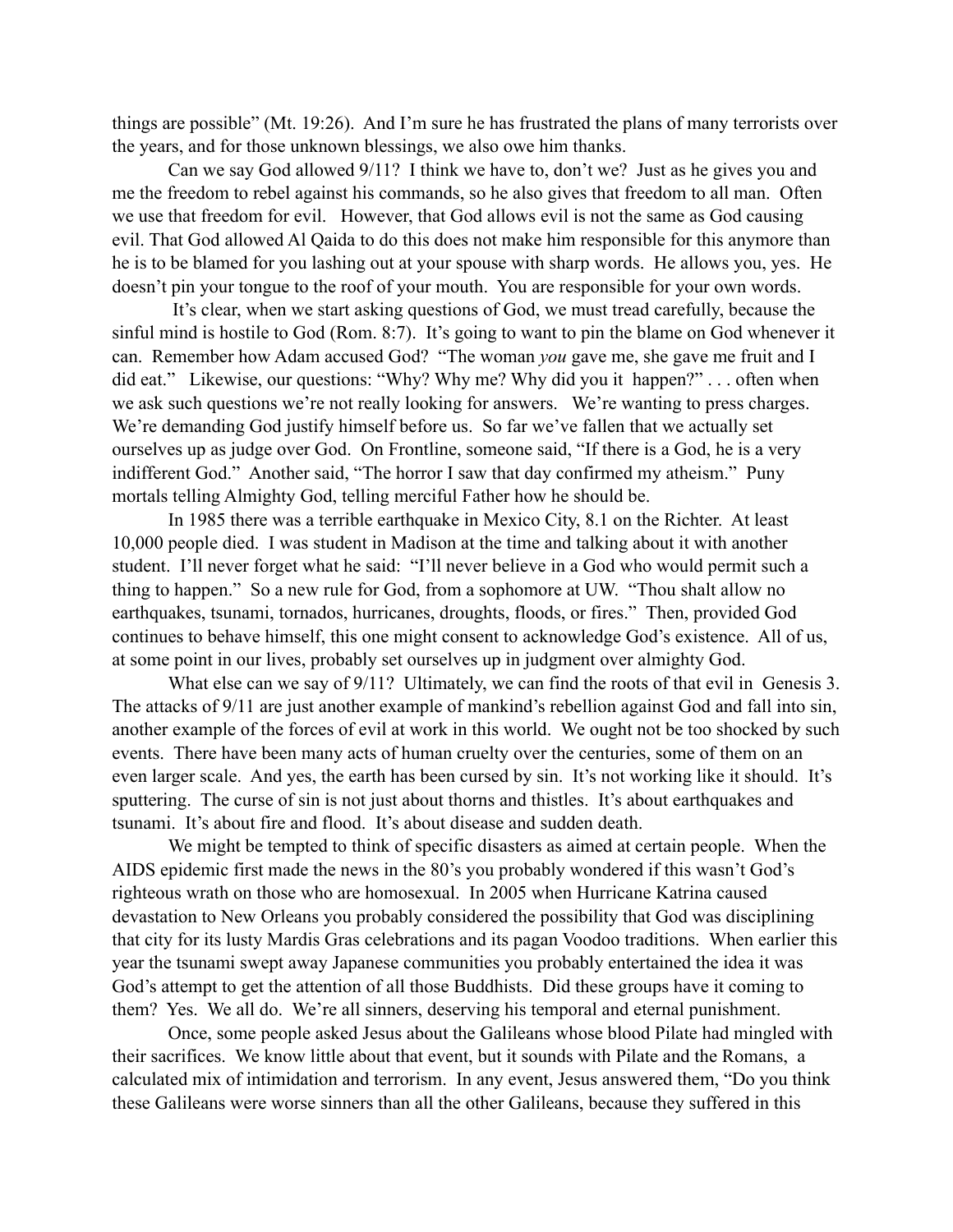things are possible" (Mt. 19:26). And I'm sure he has frustrated the plans of many terrorists over the years, and for those unknown blessings, we also owe him thanks.

Can we say God allowed 9/11? I think we have to, don't we? Just as he gives you and me the freedom to rebel against his commands, so he also gives that freedom to all man. Often we use that freedom for evil. However, that God allows evil is not the same as God causing evil. That God allowed Al Qaida to do this does not make him responsible for this anymore than he is to be blamed for you lashing out at your spouse with sharp words. He allows you, yes. He doesn't pin your tongue to the roof of your mouth. You are responsible for your own words.

It's clear, when we start asking questions of God, we must tread carefully, because the sinful mind is hostile to God (Rom. 8:7). It's going to want to pin the blame on God whenever it can. Remember how Adam accused God? "The woman *you* gave me, she gave me fruit and I did eat." Likewise, our questions: "Why? Why me? Why did you it happen?" . . . often when we ask such questions we're not really looking for answers. We're wanting to press charges. We're demanding God justify himself before us. So far we've fallen that we actually set ourselves up as judge over God. On Frontline, someone said, "If there is a God, he is a very indifferent God." Another said, "The horror I saw that day confirmed my atheism." Puny mortals telling Almighty God, telling merciful Father how he should be.

In 1985 there was a terrible earthquake in Mexico City, 8.1 on the Richter. At least 10,000 people died. I was student in Madison at the time and talking about it with another student. I'll never forget what he said: "I'll never believe in a God who would permit such a thing to happen." So a new rule for God, from a sophomore at UW. "Thou shalt allow no earthquakes, tsunami, tornados, hurricanes, droughts, floods, or fires." Then, provided God continues to behave himself, this one might consent to acknowledge God's existence. All of us, at some point in our lives, probably set ourselves up in judgment over almighty God.

What else can we say of 9/11? Ultimately, we can find the roots of that evil in Genesis 3. The attacks of 9/11 are just another example of mankind's rebellion against God and fall into sin, another example of the forces of evil at work in this world. We ought not be too shocked by such events. There have been many acts of human cruelty over the centuries, some of them on an even larger scale. And yes, the earth has been cursed by sin. It's not working like it should. It's sputtering. The curse of sin is not just about thorns and thistles. It's about earthquakes and tsunami. It's about fire and flood. It's about disease and sudden death.

We might be tempted to think of specific disasters as aimed at certain people. When the AIDS epidemic first made the news in the 80's you probably wondered if this wasn't God's righteous wrath on those who are homosexual. In 2005 when Hurricane Katrina caused devastation to New Orleans you probably considered the possibility that God was disciplining that city for its lusty Mardis Gras celebrations and its pagan Voodoo traditions. When earlier this year the tsunami swept away Japanese communities you probably entertained the idea it was God's attempt to get the attention of all those Buddhists. Did these groups have it coming to them? Yes. We all do. We're all sinners, deserving his temporal and eternal punishment.

Once, some people asked Jesus about the Galileans whose blood Pilate had mingled with their sacrifices. We know little about that event, but it sounds with Pilate and the Romans, a calculated mix of intimidation and terrorism. In any event, Jesus answered them, "Do you think these Galileans were worse sinners than all the other Galileans, because they suffered in this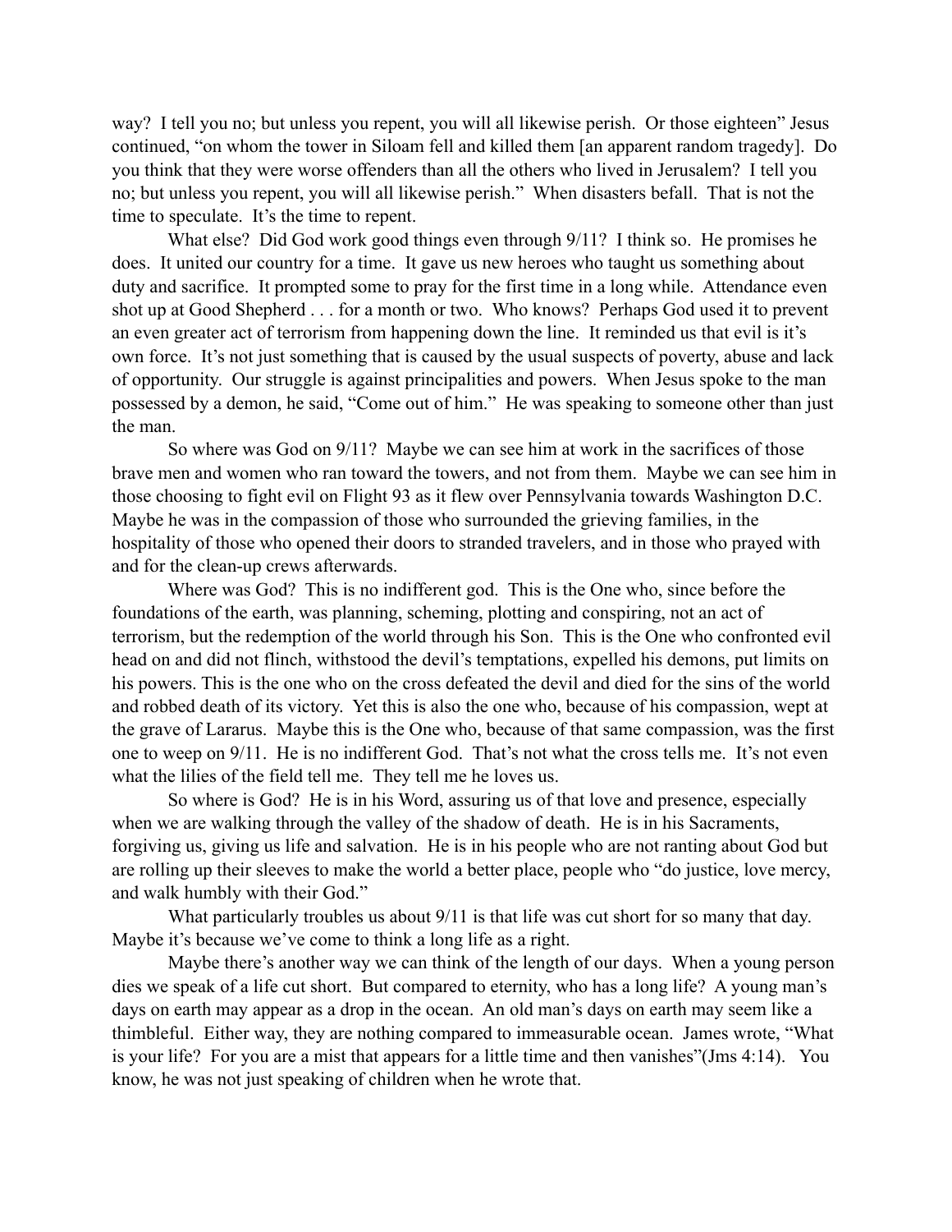way? I tell you no; but unless you repent, you will all likewise perish. Or those eighteen" Jesus continued, "on whom the tower in Siloam fell and killed them [an apparent random tragedy]. Do you think that they were worse offenders than all the others who lived in Jerusalem? I tell you no; but unless you repent, you will all likewise perish." When disasters befall. That is not the time to speculate. It's the time to repent.

What else? Did God work good things even through 9/11? I think so. He promises he does. It united our country for a time. It gave us new heroes who taught us something about duty and sacrifice. It prompted some to pray for the first time in a long while. Attendance even shot up at Good Shepherd . . . for a month or two. Who knows? Perhaps God used it to prevent an even greater act of terrorism from happening down the line. It reminded us that evil is it's own force. It's not just something that is caused by the usual suspects of poverty, abuse and lack of opportunity. Our struggle is against principalities and powers. When Jesus spoke to the man possessed by a demon, he said, "Come out of him." He was speaking to someone other than just the man.

So where was God on 9/11? Maybe we can see him at work in the sacrifices of those brave men and women who ran toward the towers, and not from them. Maybe we can see him in those choosing to fight evil on Flight 93 as it flew over Pennsylvania towards Washington D.C. Maybe he was in the compassion of those who surrounded the grieving families, in the hospitality of those who opened their doors to stranded travelers, and in those who prayed with and for the clean-up crews afterwards.

Where was God? This is no indifferent god. This is the One who, since before the foundations of the earth, was planning, scheming, plotting and conspiring, not an act of terrorism, but the redemption of the world through his Son. This is the One who confronted evil head on and did not flinch, withstood the devil's temptations, expelled his demons, put limits on his powers. This is the one who on the cross defeated the devil and died for the sins of the world and robbed death of its victory. Yet this is also the one who, because of his compassion, wept at the grave of Lararus. Maybe this is the One who, because of that same compassion, was the first one to weep on 9/11. He is no indifferent God. That's not what the cross tells me. It's not even what the lilies of the field tell me. They tell me he loves us.

So where is God? He is in his Word, assuring us of that love and presence, especially when we are walking through the valley of the shadow of death. He is in his Sacraments, forgiving us, giving us life and salvation. He is in his people who are not ranting about God but are rolling up their sleeves to make the world a better place, people who "do justice, love mercy, and walk humbly with their God."

What particularly troubles us about 9/11 is that life was cut short for so many that day. Maybe it's because we've come to think a long life as a right.

Maybe there's another way we can think of the length of our days. When a young person dies we speak of a life cut short. But compared to eternity, who has a long life? A young man's days on earth may appear as a drop in the ocean. An old man's days on earth may seem like a thimbleful. Either way, they are nothing compared to immeasurable ocean. James wrote, "What is your life? For you are a mist that appears for a little time and then vanishes"(Jms 4:14). You know, he was not just speaking of children when he wrote that.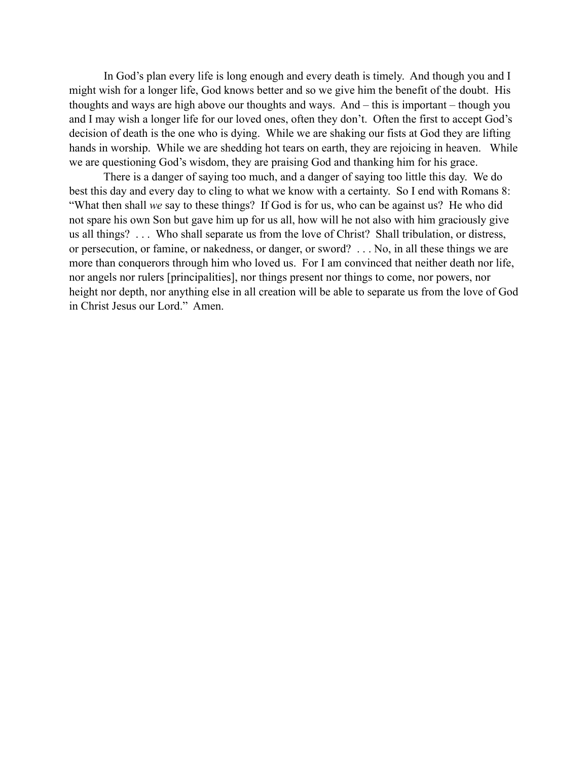In God's plan every life is long enough and every death is timely. And though you and I might wish for a longer life, God knows better and so we give him the benefit of the doubt. His thoughts and ways are high above our thoughts and ways. And – this is important – though you and I may wish a longer life for our loved ones, often they don't. Often the first to accept God's decision of death is the one who is dying. While we are shaking our fists at God they are lifting hands in worship. While we are shedding hot tears on earth, they are rejoicing in heaven. While we are questioning God's wisdom, they are praising God and thanking him for his grace.

There is a danger of saying too much, and a danger of saying too little this day. We do best this day and every day to cling to what we know with a certainty. So I end with Romans 8: "What then shall *we* say to these things? If God is for us, who can be against us? He who did not spare his own Son but gave him up for us all, how will he not also with him graciously give us all things? . . . Who shall separate us from the love of Christ? Shall tribulation, or distress, or persecution, or famine, or nakedness, or danger, or sword? . . . No, in all these things we are more than conquerors through him who loved us. For I am convinced that neither death nor life, nor angels nor rulers [principalities], nor things present nor things to come, nor powers, nor height nor depth, nor anything else in all creation will be able to separate us from the love of God in Christ Jesus our Lord." Amen.